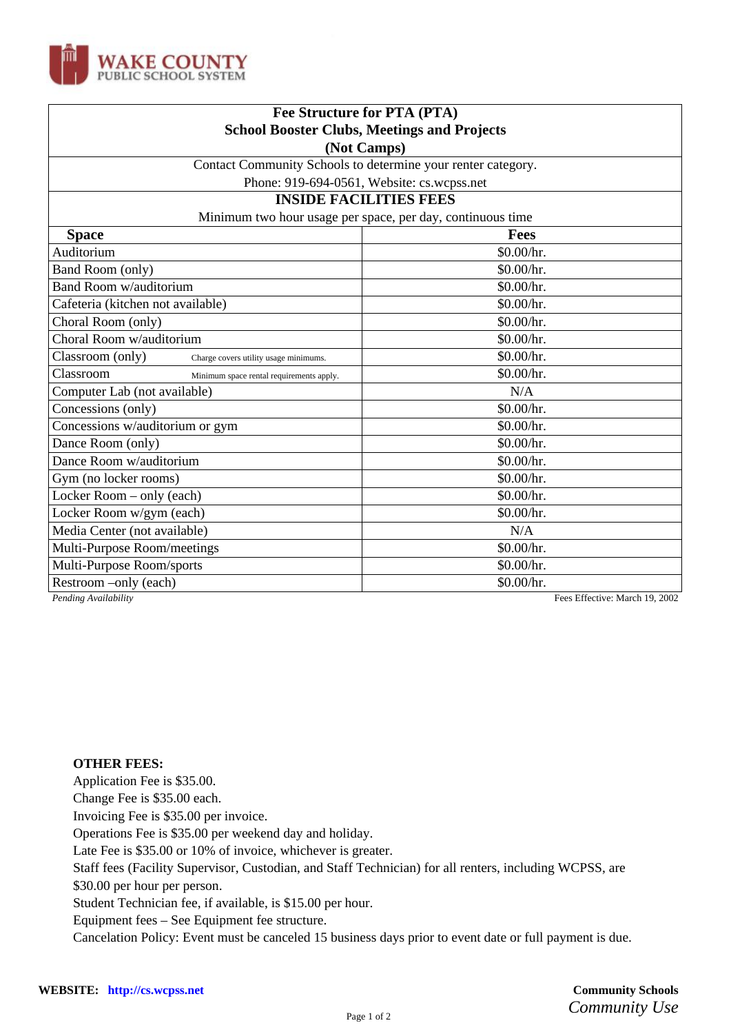WAKE COUNTY
PUBLIC SCHOOL SYSTEM

## Fee Structure for PTA (PTA)
## School Booster Clubs, Meetings and Projects
## (Not Camps)

Contact Community Schools to determine your renter category.
Phone: 919-694-0561, Website: cs.wcpss.net

### INSIDE FACILITIES FEES

Minimum two hour usage per space, per day, continuous time

| Space | Fees |
|---|---|
| Auditorium | $0.00/hr. |
| Band Room (only) | $0.00/hr. |
| Band Room w/auditorium | $0.00/hr. |
| Cafeteria (kitchen not available) | $0.00/hr. |
| Choral Room (only) | $0.00/hr. |
| Choral Room w/auditorium | $0.00/hr. |
| Classroom (only) — Charge covers utility usage minimums. | $0.00/hr. |
| Classroom — Minimum space rental requirements apply. | $0.00/hr. |
| Computer Lab (not available) | N/A |
| Concessions (only) | $0.00/hr. |
| Concessions w/auditorium or gym | $0.00/hr. |
| Dance Room (only) | $0.00/hr. |
| Dance Room w/auditorium | $0.00/hr. |
| Gym (no locker rooms) | $0.00/hr. |
| Locker Room – only (each) | $0.00/hr. |
| Locker Room w/gym (each) | $0.00/hr. |
| Media Center (not available) | N/A |
| Multi-Purpose Room/meetings | $0.00/hr. |
| Multi-Purpose Room/sports | $0.00/hr. |
| Restroom –only (each) | $0.00/hr. |

*Pending Availability*

Fees Effective: March 19, 2002

**OTHER FEES:**

Application Fee is $35.00.
Change Fee is $35.00 each.
Invoicing Fee is $35.00 per invoice.
Operations Fee is $35.00 per weekend day and holiday.
Late Fee is $35.00 or 10% of invoice, whichever is greater.
Staff fees (Facility Supervisor, Custodian, and Staff Technician) for all renters, including WCPSS, are $30.00 per hour per person.
Student Technician fee, if available, is $15.00 per hour.
Equipment fees – See Equipment fee structure.
Cancelation Policy: Event must be canceled 15 business days prior to event date or full payment is due.

**WEBSITE:** http://cs.wcpss.net

**Community Schools**
*Community Use*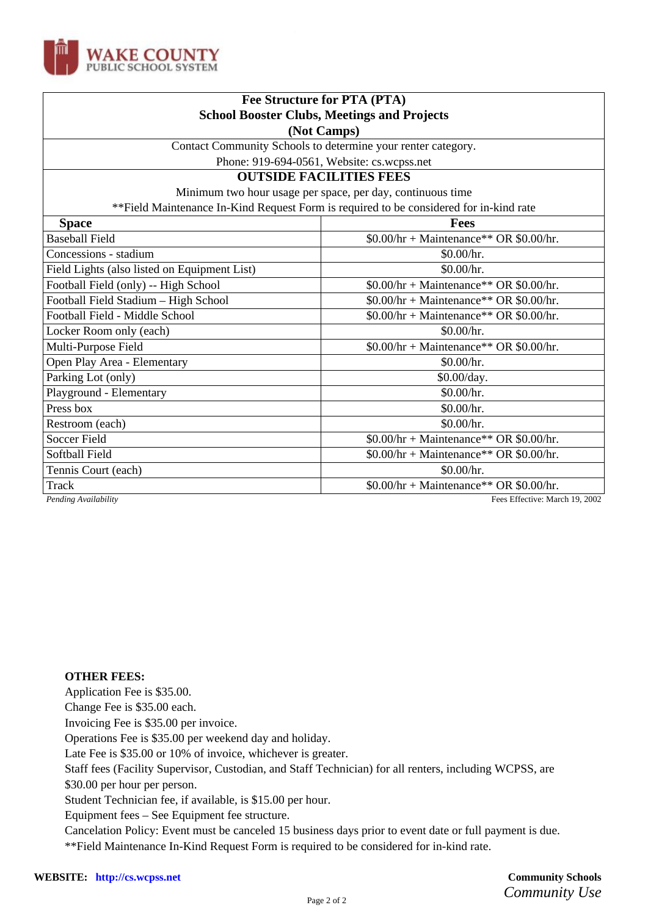**WAKE COUNTY**
PUBLIC SCHOOL SYSTEM

## Fee Structure for PTA (PTA)
## School Booster Clubs, Meetings and Projects
## (Not Camps)

Contact Community Schools to determine your renter category.
Phone: 919-694-0561, Website: cs.wcpss.net

### OUTSIDE FACILITIES FEES

Minimum two hour usage per space, per day, continuous time
**Field Maintenance In-Kind Request Form is required to be considered for in-kind rate

| Space | Fees |
|---|---|
| Baseball Field | $0.00/hr + Maintenance** OR $0.00/hr. |
| Concessions - stadium | $0.00/hr. |
| Field Lights (also listed on Equipment List) | $0.00/hr. |
| Football Field (only) -- High School | $0.00/hr + Maintenance** OR $0.00/hr. |
| Football Field Stadium – High School | $0.00/hr + Maintenance** OR $0.00/hr. |
| Football Field - Middle School | $0.00/hr + Maintenance** OR $0.00/hr. |
| Locker Room only (each) | $0.00/hr. |
| Multi-Purpose Field | $0.00/hr + Maintenance** OR $0.00/hr. |
| Open Play Area - Elementary | $0.00/hr. |
| Parking Lot (only) | $0.00/day. |
| Playground - Elementary | $0.00/hr. |
| Press box | $0.00/hr. |
| Restroom (each) | $0.00/hr. |
| Soccer Field | $0.00/hr + Maintenance** OR $0.00/hr. |
| Softball Field | $0.00/hr + Maintenance** OR $0.00/hr. |
| Tennis Court (each) | $0.00/hr. |
| Track | $0.00/hr + Maintenance** OR $0.00/hr. |

*Pending Availability*

Fees Effective: March 19, 2002

**OTHER FEES:**

Application Fee is $35.00.
Change Fee is $35.00 each.
Invoicing Fee is $35.00 per invoice.
Operations Fee is $35.00 per weekend day and holiday.
Late Fee is $35.00 or 10% of invoice, whichever is greater.
Staff fees (Facility Supervisor, Custodian, and Staff Technician) for all renters, including WCPSS, are $30.00 per hour per person.
Student Technician fee, if available, is $15.00 per hour.
Equipment fees – See Equipment fee structure.
Cancelation Policy: Event must be canceled 15 business days prior to event date or full payment is due.
**Field Maintenance In-Kind Request Form is required to be considered for in-kind rate.

**WEBSITE:** **http://cs.wcpss.net**

**Community Schools**
*Community Use*